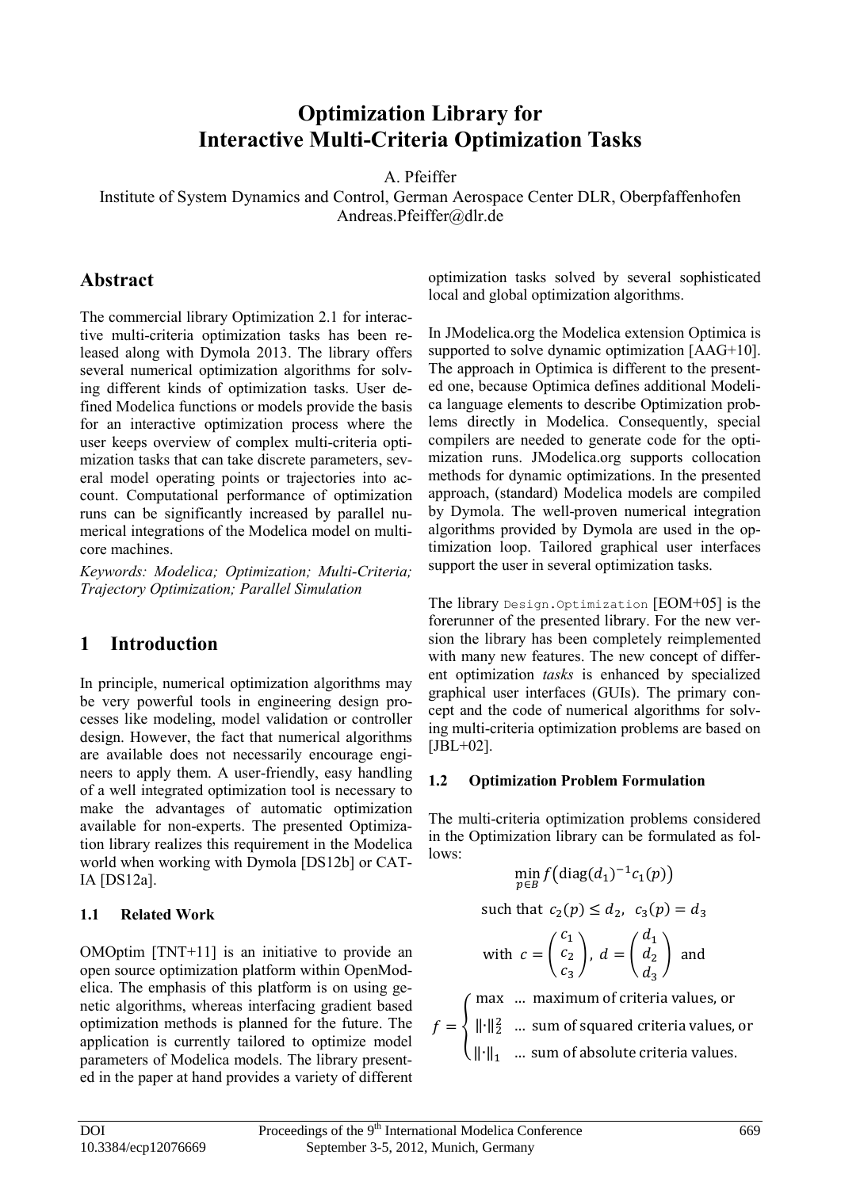# Optimization Library for Interactive Multi-Criteria Optimization Tasks

A. Pfeiffer

Institute of System Dynamics and Control, German Aerospace Center DLR, Oberpfaffenhofen

Andreas.Pfeiffer@dlr.de

## Abstract

The commercial library Optimization 2.1 for interactive multi-criteria optimization tasks has been released along with Dymola 2013. The library offers several numerical optimization algorithms for solving different kinds of optimization tasks. User defined Modelica functions or models provide the basis for an interactive optimization process where the user keeps overview of complex multi-criteria optimization tasks that can take discrete parameters, several model operating points or trajectories into account. Computational performance of optimization runs can be significantly increased by parallel numerical integrations of the Modelica model on multi-core machines.

*Keywords: Modelica; Optimization; Multi-Criteria; Trajectory Optimization; Parallel Simulation*

## 1 Introduction

In principle, numerical optimization algorithms may be very powerful tools in engineering design processes like modeling, model validation or controller design. However, the fact that numerical algorithms are available does not necessarily encourage engineers to apply them. A user-friendly, easy handling of a well integrated optimization tool is necessary to make the advantages of automatic optimization available for non-experts. The presented Optimization library realizes this requirement in the Modelica world when working with Dymola [DS12b] or CATIA [DS12a].

### 1.1 Related Work

OMOptim [TNT+11] is an initiative to provide an open source optimization platform within OpenModelica. The emphasis of this platform is on using genetic algorithms, whereas interfacing gradient based optimization methods is planned for the future. The application is currently tailored to optimize model parameters of Modelica models. The library presented in the paper at hand provides a variety of different optimization tasks solved by several sophisticated local and global optimization algorithms.

In JModelica.org the Modelica extension Optimica is supported to solve dynamic optimization [AAG+10]. The approach in Optimica is different to the presented one, because Optimica defines additional Modelica language elements to describe Optimization problems directly in Modelica. Consequently, special compilers are needed to generate code for the optimization runs. JModelica.org supports collocation methods for dynamic optimizations. In the presented approach, (standard) Modelica models are compiled by Dymola. The well-proven numerical integration algorithms provided by Dymola are used in the optimization loop. Tailored graphical user interfaces support the user in several optimization tasks.

The library `Design.Optimization` [EOM+05] is the forerunner of the presented library. For the new version the library has been completely reimplemented with many new features. The new concept of different optimization *tasks* is enhanced by specialized graphical user interfaces (GUIs). The primary concept and the code of numerical algorithms for solving multi-criteria optimization problems are based on [JBL+02].

### 1.2 Optimization Problem Formulation

The multi-criteria optimization problems considered in the Optimization library can be formulated as follows:

$$\min_{p \in B} f\left(\operatorname{diag}(d_1)^{-1} c_1(p)\right)$$

$$\text{such that } c_2(p) \leq d_2, \;\; c_3(p) = d_3$$

$$\text{with } c = \begin{pmatrix} c_1 \\ c_2 \\ c_3 \end{pmatrix}, \; d = \begin{pmatrix} d_1 \\ d_2 \\ d_3 \end{pmatrix} \text{ and}$$

$$f = \begin{cases} \max & \text{... maximum of criteria values, or} \\ \|\cdot\|_2^2 & \text{... sum of squared criteria values, or} \\ \|\cdot\|_1 & \text{... sum of absolute criteria values.} \end{cases}$$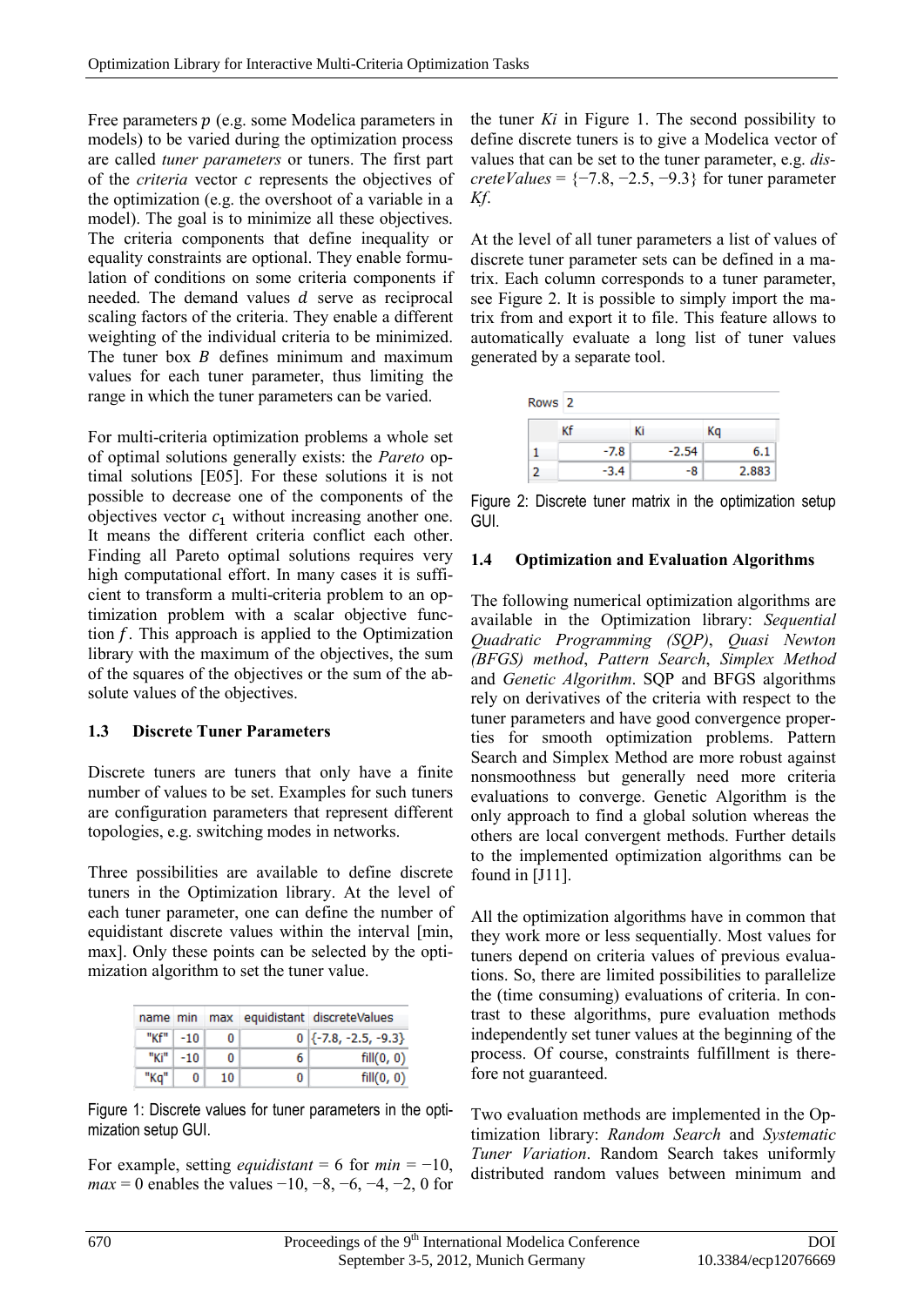Free parameters $p$ (e.g. some Modelica parameters in models) to be varied during the optimization process are called *tuner parameters* or tuners. The first part of the *criteria* vector $c$ represents the objectives of the optimization (e.g. the overshoot of a variable in a model). The goal is to minimize all these objectives. The criteria components that define inequality or equality constraints are optional. They enable formulation of conditions on some criteria components if needed. The demand values $d$ serve as reciprocal scaling factors of the criteria. They enable a different weighting of the individual criteria to be minimized. The tuner box $B$ defines minimum and maximum values for each tuner parameter, thus limiting the range in which the tuner parameters can be varied.

For multi-criteria optimization problems a whole set of optimal solutions generally exists: the *Pareto* optimal solutions [E05]. For these solutions it is not possible to decrease one of the components of the objectives vector $c_1$ without increasing another one. It means the different criteria conflict each other. Finding all Pareto optimal solutions requires very high computational effort. In many cases it is sufficient to transform a multi-criteria problem to an optimization problem with a scalar objective function $f$. This approach is applied to the Optimization library with the maximum of the objectives, the sum of the squares of the objectives or the sum of the absolute values of the objectives.

### 1.3 Discrete Tuner Parameters

Discrete tuners are tuners that only have a finite number of values to be set. Examples for such tuners are configuration parameters that represent different topologies, e.g. switching modes in networks.

Three possibilities are available to define discrete tuners in the Optimization library. At the level of each tuner parameter, one can define the number of equidistant discrete values within the interval [min, max]. Only these points can be selected by the optimization algorithm to set the tuner value.

| name | min | max | equidistant | discreteValues |
|---|---|---|---|---|
| "Kf" | -10 | 0 | 0 | {-7.8, -2.5, -9.3} |
| "Ki" | -10 | 0 | 6 | fill(0, 0) |
| "Kq" | 0 | 10 | 0 | fill(0, 0) |

Figure 1: Discrete values for tuner parameters in the optimization setup GUI.

For example, setting *equidistant* = 6 for *min* = −10, *max* = 0 enables the values −10, −8, −6, −4, −2, 0 for the tuner *Ki* in Figure 1. The second possibility to define discrete tuners is to give a Modelica vector of values that can be set to the tuner parameter, e.g. *discreteValues* = {−7.8, −2.5, −9.3} for tuner parameter *Kf*.

At the level of all tuner parameters a list of values of discrete tuner parameter sets can be defined in a matrix. Each column corresponds to a tuner parameter, see Figure 2. It is possible to simply import the matrix from and export it to file. This feature allows to automatically evaluate a long list of tuner values generated by a separate tool.

Rows 2

| | Kf | Ki | Kq |
|---|---|---|---|
| 1 | -7.8 | -2.54 | 6.1 |
| 2 | -3.4 | -8 | 2.883 |

Figure 2: Discrete tuner matrix in the optimization setup GUI.

### 1.4 Optimization and Evaluation Algorithms

The following numerical optimization algorithms are available in the Optimization library: *Sequential Quadratic Programming (SQP)*, *Quasi Newton (BFGS) method*, *Pattern Search*, *Simplex Method* and *Genetic Algorithm*. SQP and BFGS algorithms rely on derivatives of the criteria with respect to the tuner parameters and have good convergence properties for smooth optimization problems. Pattern Search and Simplex Method are more robust against nonsmoothness but generally need more criteria evaluations to converge. Genetic Algorithm is the only approach to find a global solution whereas the others are local convergent methods. Further details to the implemented optimization algorithms can be found in [J11].

All the optimization algorithms have in common that they work more or less sequentially. Most values for tuners depend on criteria values of previous evaluations. So, there are limited possibilities to parallelize the (time consuming) evaluations of criteria. In contrast to these algorithms, pure evaluation methods independently set tuner values at the beginning of the process. Of course, constraints fulfillment is therefore not guaranteed.

Two evaluation methods are implemented in the Optimization library: *Random Search* and *Systematic Tuner Variation*. Random Search takes uniformly distributed random values between minimum and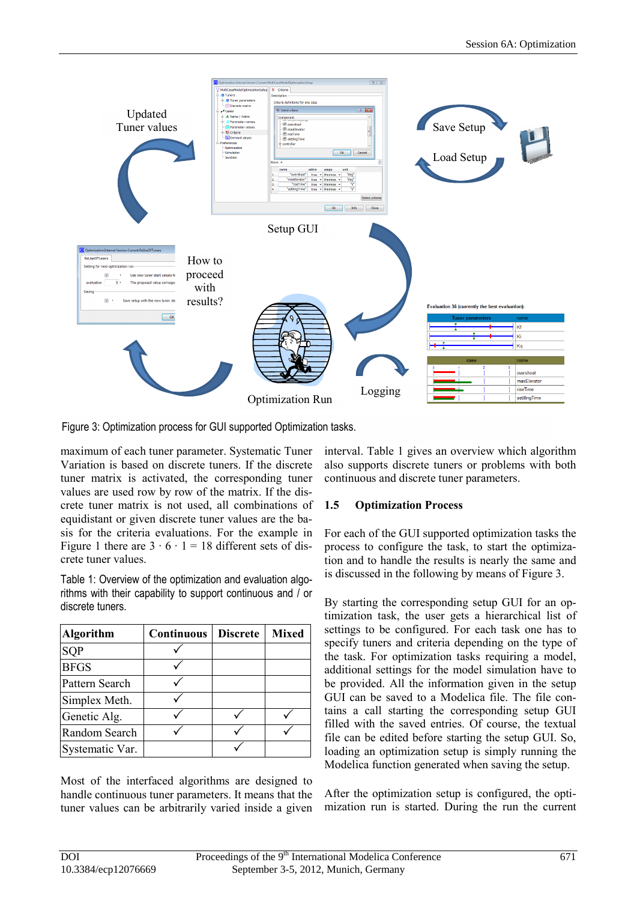Figure 3: Optimization process for GUI supported Optimization tasks.

maximum of each tuner parameter. Systematic Tuner Variation is based on discrete tuners. If the discrete tuner matrix is activated, the corresponding tuner values are used row by row of the matrix. If the discrete tuner matrix is not used, all combinations of equidistant or given discrete tuner values are the basis for the criteria evaluations. For the example in Figure 1 there are $3 \cdot 6 \cdot 1 = 18$ different sets of discrete tuner values.

Table 1: Overview of the optimization and evaluation algorithms with their capability to support continuous and / or discrete tuners.

| Algorithm | Continuous | Discrete | Mixed |
|---|---|---|---|
| SQP | ✓ | | |
| BFGS | ✓ | | |
| Pattern Search | ✓ | | |
| Simplex Meth. | ✓ | | |
| Genetic Alg. | ✓ | ✓ | ✓ |
| Random Search | ✓ | ✓ | ✓ |
| Systematic Var. | | ✓ | |

Most of the interfaced algorithms are designed to handle continuous tuner parameters. It means that the tuner values can be arbitrarily varied inside a given interval. Table 1 gives an overview which algorithm also supports discrete tuners or problems with both continuous and discrete tuner parameters.

## 1.5 Optimization Process

For each of the GUI supported optimization tasks the process to configure the task, to start the optimization and to handle the results is nearly the same and is discussed in the following by means of Figure 3.

By starting the corresponding setup GUI for an optimization task, the user gets a hierarchical list of settings to be configured. For each task one has to specify tuners and criteria depending on the type of the task. For optimization tasks requiring a model, additional settings for the model simulation have to be provided. All the information given in the setup GUI can be saved to a Modelica file. The file contains a call starting the corresponding setup GUI filled with the saved entries. Of course, the textual file can be edited before starting the setup GUI. So, loading an optimization setup is simply running the Modelica function generated when saving the setup.

After the optimization setup is configured, the optimization run is started. During the run the current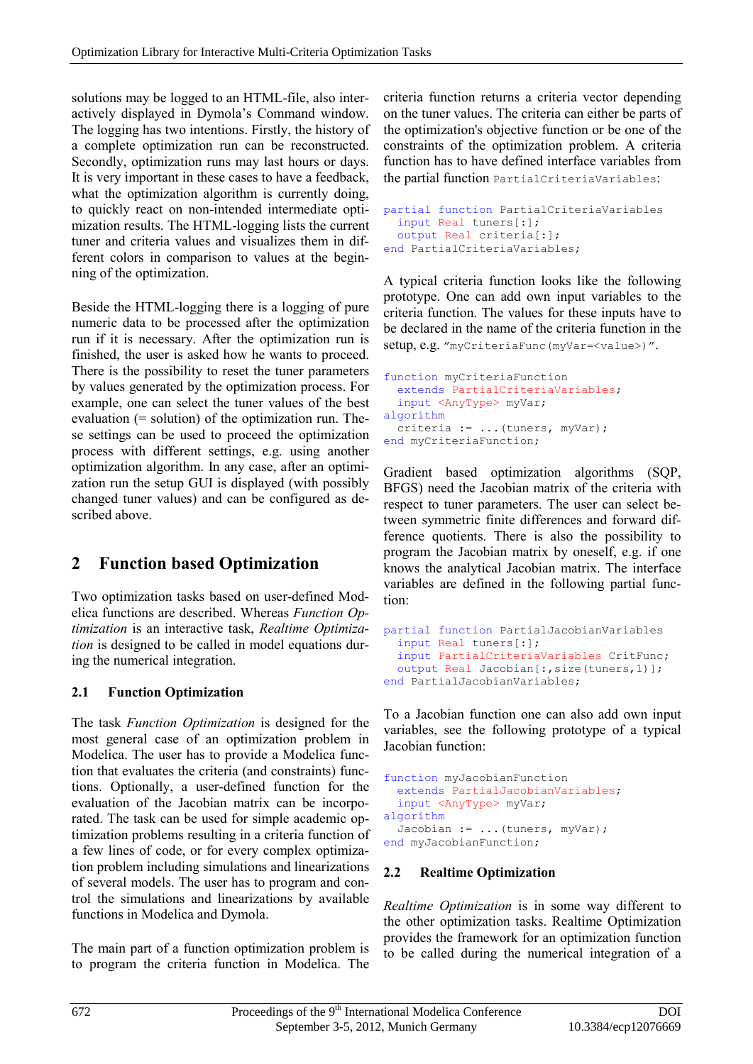solutions may be logged to an HTML-file, also interactively displayed in Dymola's Command window. The logging has two intentions. Firstly, the history of a complete optimization run can be reconstructed. Secondly, optimization runs may last hours or days. It is very important in these cases to have a feedback, what the optimization algorithm is currently doing, to quickly react on non-intended intermediate optimization results. The HTML-logging lists the current tuner and criteria values and visualizes them in different colors in comparison to values at the beginning of the optimization.

Beside the HTML-logging there is a logging of pure numeric data to be processed after the optimization run if it is necessary. After the optimization run is finished, the user is asked how he wants to proceed. There is the possibility to reset the tuner parameters by values generated by the optimization process. For example, one can select the tuner values of the best evaluation (= solution) of the optimization run. These settings can be used to proceed the optimization process with different settings, e.g. using another optimization algorithm. In any case, after an optimization run the setup GUI is displayed (with possibly changed tuner values) and can be configured as described above.

## 2 Function based Optimization

Two optimization tasks based on user-defined Modelica functions are described. Whereas *Function Optimization* is an interactive task, *Realtime Optimization* is designed to be called in model equations during the numerical integration.

### 2.1 Function Optimization

The task *Function Optimization* is designed for the most general case of an optimization problem in Modelica. The user has to provide a Modelica function that evaluates the criteria (and constraints) functions. Optionally, a user-defined function for the evaluation of the Jacobian matrix can be incorporated. The task can be used for simple academic optimization problems resulting in a criteria function of a few lines of code, or for every complex optimization problem including simulations and linearizations of several models. The user has to program and control the simulations and linearizations by available functions in Modelica and Dymola.

The main part of a function optimization problem is to program the criteria function in Modelica. The criteria function returns a criteria vector depending on the tuner values. The criteria can either be parts of the optimization's objective function or be one of the constraints of the optimization problem. A criteria function has to have defined interface variables from the partial function `PartialCriteriaVariables`:

```
partial function PartialCriteriaVariables
  input Real tuners[:];
  output Real criteria[:];
end PartialCriteriaVariables;
```

A typical criteria function looks like the following prototype. One can add own input variables to the criteria function. The values for these inputs have to be declared in the name of the criteria function in the setup, e.g. `"myCriteriaFunc(myVar=<value>)"`.

```
function myCriteriaFunction
  extends PartialCriteriaVariables;
  input <AnyType> myVar;
algorithm
  criteria := ...(tuners, myVar);
end myCriteriaFunction;
```

Gradient based optimization algorithms (SQP, BFGS) need the Jacobian matrix of the criteria with respect to tuner parameters. The user can select between symmetric finite differences and forward difference quotients. There is also the possibility to program the Jacobian matrix by oneself, e.g. if one knows the analytical Jacobian matrix. The interface variables are defined in the following partial function:

```
partial function PartialJacobianVariables
  input Real tuners[:];
  input PartialCriteriaVariables CritFunc;
  output Real Jacobian[:,size(tuners,1)];
end PartialJacobianVariables;
```

To a Jacobian function one can also add own input variables, see the following prototype of a typical Jacobian function:

```
function myJacobianFunction
  extends PartialJacobianVariables;
  input <AnyType> myVar;
algorithm
  Jacobian := ...(tuners, myVar);
end myJacobianFunction;
```

### 2.2 Realtime Optimization

*Realtime Optimization* is in some way different to the other optimization tasks. Realtime Optimization provides the framework for an optimization function to be called during the numerical integration of a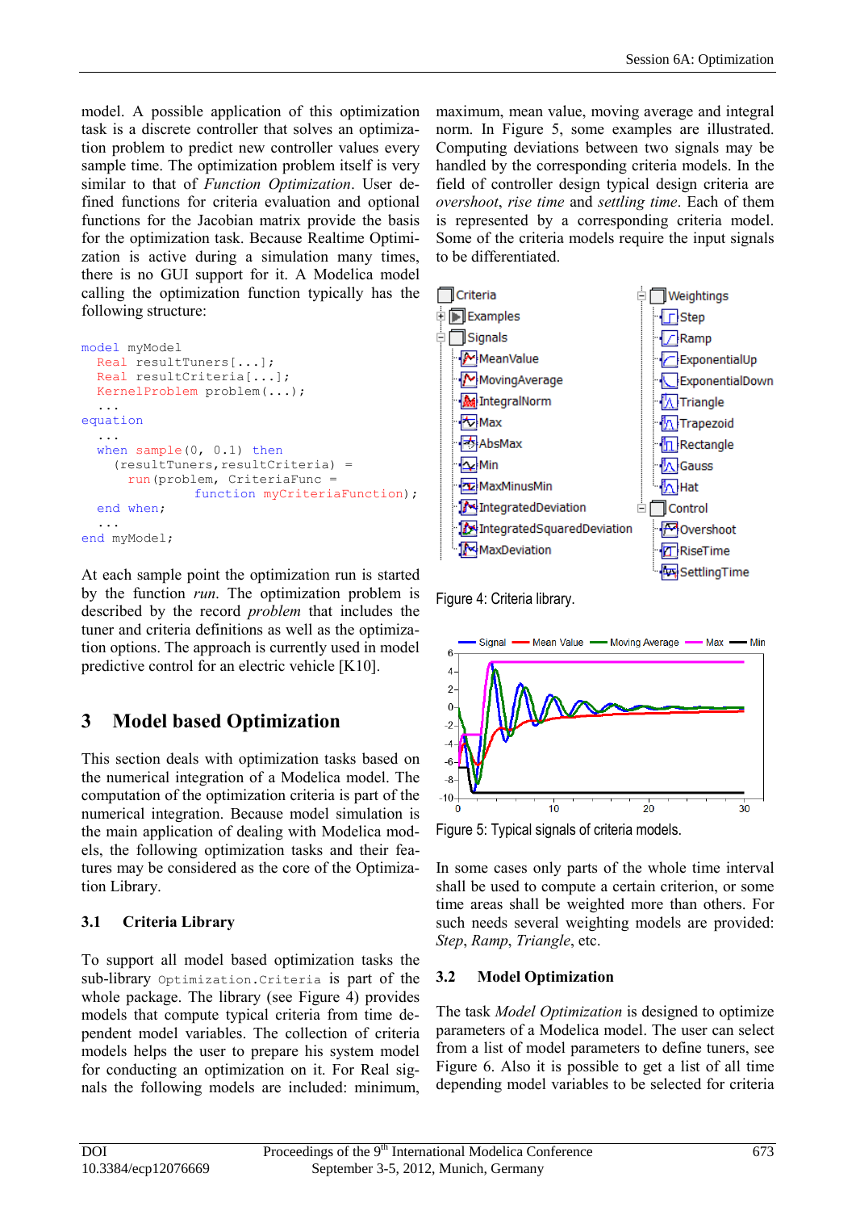model. A possible application of this optimization task is a discrete controller that solves an optimization problem to predict new controller values every sample time. The optimization problem itself is very similar to that of *Function Optimization*. User defined functions for criteria evaluation and optional functions for the Jacobian matrix provide the basis for the optimization task. Because Realtime Optimization is active during a simulation many times, there is no GUI support for it. A Modelica model calling the optimization function typically has the following structure:

```
model myModel
  Real resultTuners[...];
  Real resultCriteria[...];
  KernelProblem problem(...);
  ...
equation
  ...
  when sample(0, 0.1) then
    (resultTuners,resultCriteria) =
      run(problem, CriteriaFunc =
              function myCriteriaFunction);
  end when;
  ...
end myModel;
```

At each sample point the optimization run is started by the function *run*. The optimization problem is described by the record *problem* that includes the tuner and criteria definitions as well as the optimization options. The approach is currently used in model predictive control for an electric vehicle [K10].

## 3 Model based Optimization

This section deals with optimization tasks based on the numerical integration of a Modelica model. The computation of the optimization criteria is part of the numerical integration. Because model simulation is the main application of dealing with Modelica models, the following optimization tasks and their features may be considered as the core of the Optimization Library.

### 3.1 Criteria Library

To support all model based optimization tasks the sub-library `Optimization.Criteria` is part of the whole package. The library (see Figure 4) provides models that compute typical criteria from time dependent model variables. The collection of criteria models helps the user to prepare his system model for conducting an optimization on it. For Real signals the following models are included: minimum, maximum, mean value, moving average and integral norm. In Figure 5, some examples are illustrated. Computing deviations between two signals may be handled by the corresponding criteria models. In the field of controller design typical design criteria are *overshoot*, *rise time* and *settling time*. Each of them is represented by a corresponding criteria model. Some of the criteria models require the input signals to be differentiated.

Figure 4: Criteria library.

Figure 5: Typical signals of criteria models.

In some cases only parts of the whole time interval shall be used to compute a certain criterion, or some time areas shall be weighted more than others. For such needs several weighting models are provided: *Step*, *Ramp*, *Triangle*, etc.

### 3.2 Model Optimization

The task *Model Optimization* is designed to optimize parameters of a Modelica model. The user can select from a list of model parameters to define tuners, see Figure 6. Also it is possible to get a list of all time depending model variables to be selected for criteria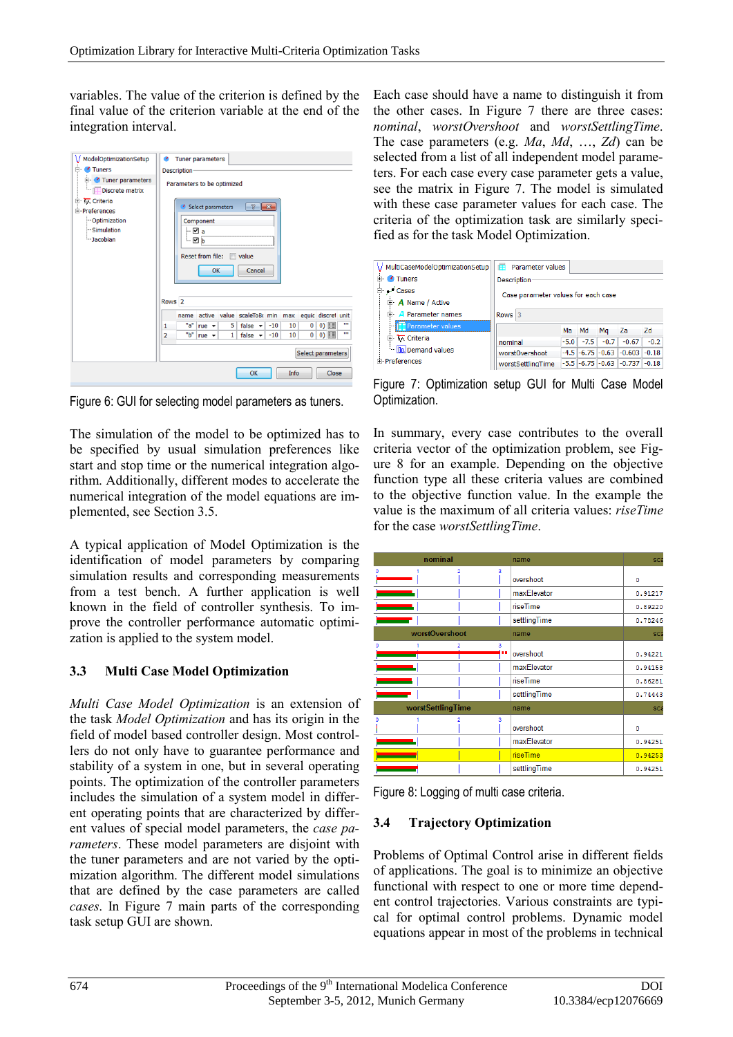variables. The value of the criterion is defined by the final value of the criterion variable at the end of the integration interval.

Figure 6: GUI for selecting model parameters as tuners.

The simulation of the model to be optimized has to be specified by usual simulation preferences like start and stop time or the numerical integration algorithm. Additionally, different modes to accelerate the numerical integration of the model equations are implemented, see Section 3.5.

A typical application of Model Optimization is the identification of model parameters by comparing simulation results and corresponding measurements from a test bench. A further application is well known in the field of controller synthesis. To improve the controller performance automatic optimization is applied to the system model.

### 3.3 Multi Case Model Optimization

*Multi Case Model Optimization* is an extension of the task *Model Optimization* and has its origin in the field of model based controller design. Most controllers do not only have to guarantee performance and stability of a system in one, but in several operating points. The optimization of the controller parameters includes the simulation of a system model in different operating points that are characterized by different values of special model parameters, the *case parameters*. These model parameters are disjoint with the tuner parameters and are not varied by the optimization algorithm. The different model simulations that are defined by the case parameters are called *cases*. In Figure 7 main parts of the corresponding task setup GUI are shown.

Each case should have a name to distinguish it from the other cases. In Figure 7 there are three cases: *nominal*, *worstOvershoot* and *worstSettlingTime*. The case parameters (e.g. *Ma*, *Md*, …, *Zd*) can be selected from a list of all independent model parameters. For each case every case parameter gets a value, see the matrix in Figure 7. The model is simulated with these case parameter values for each case. The criteria of the optimization task are similarly specified as for the task Model Optimization.

Figure 7: Optimization setup GUI for Multi Case Model Optimization.

In summary, every case contributes to the overall criteria vector of the optimization problem, see Figure 8 for an example. Depending on the objective function type all these criteria values are combined to the objective function value. In the example the value is the maximum of all criteria values: *riseTime* for the case *worstSettlingTime*.

Figure 8: Logging of multi case criteria.

### 3.4 Trajectory Optimization

Problems of Optimal Control arise in different fields of applications. The goal is to minimize an objective functional with respect to one or more time dependent control trajectories. Various constraints are typical for optimal control problems. Dynamic model equations appear in most of the problems in technical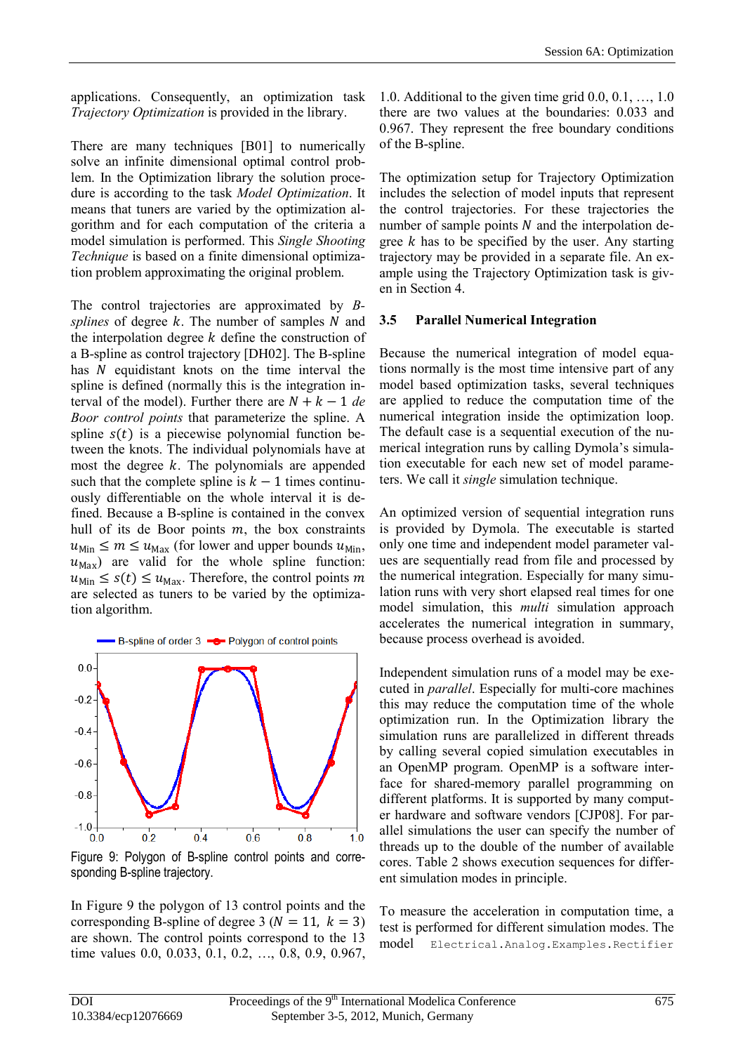applications. Consequently, an optimization task *Trajectory Optimization* is provided in the library.

There are many techniques [B01] to numerically solve an infinite dimensional optimal control problem. In the Optimization library the solution procedure is according to the task *Model Optimization*. It means that tuners are varied by the optimization algorithm and for each computation of the criteria a model simulation is performed. This *Single Shooting Technique* is based on a finite dimensional optimization problem approximating the original problem.

The control trajectories are approximated by *B-splines* of degree $k$. The number of samples $N$ and the interpolation degree $k$ define the construction of a B-spline as control trajectory [DH02]. The B-spline has $N$ equidistant knots on the time interval the spline is defined (normally this is the integration interval of the model). Further there are $N+k-1$ *de Boor control points* that parameterize the spline. A spline $s(t)$ is a piecewise polynomial function between the knots. The individual polynomials have at most the degree $k$. The polynomials are appended such that the complete spline is $k-1$ times continuously differentiable on the whole interval it is defined. Because a B-spline is contained in the convex hull of its de Boor points $m$, the box constraints $u_{\text{Min}} \leq m \leq u_{\text{Max}}$ (for lower and upper bounds $u_{\text{Min}}$, $u_{\text{Max}}$) are valid for the whole spline function: $u_{\text{Min}} \leq s(t) \leq u_{\text{Max}}$. Therefore, the control points $m$ are selected as tuners to be varied by the optimization algorithm.

Figure 9: Polygon of B-spline control points and corresponding B-spline trajectory.

In Figure 9 the polygon of 13 control points and the corresponding B-spline of degree 3 ($N = 11,\ k = 3$) are shown. The control points correspond to the 13 time values 0.0, 0.033, 0.1, 0.2, …, 0.8, 0.9, 0.967, 1.0. Additional to the given time grid 0.0, 0.1, …, 1.0 there are two values at the boundaries: 0.033 and 0.967. They represent the free boundary conditions of the B-spline.

The optimization setup for Trajectory Optimization includes the selection of model inputs that represent the control trajectories. For these trajectories the number of sample points $N$ and the interpolation degree $k$ has to be specified by the user. Any starting trajectory may be provided in a separate file. An example using the Trajectory Optimization task is given in Section 4.

### 3.5 Parallel Numerical Integration

Because the numerical integration of model equations normally is the most time intensive part of any model based optimization tasks, several techniques are applied to reduce the computation time of the numerical integration inside the optimization loop. The default case is a sequential execution of the numerical integration runs by calling Dymola's simulation executable for each new set of model parameters. We call it *single* simulation technique.

An optimized version of sequential integration runs is provided by Dymola. The executable is started only one time and independent model parameter values are sequentially read from file and processed by the numerical integration. Especially for many simulation runs with very short elapsed real times for one model simulation, this *multi* simulation approach accelerates the numerical integration in summary, because process overhead is avoided.

Independent simulation runs of a model may be executed in *parallel*. Especially for multi-core machines this may reduce the computation time of the whole optimization run. In the Optimization library the simulation runs are parallelized in different threads by calling several copied simulation executables in an OpenMP program. OpenMP is a software interface for shared-memory parallel programming on different platforms. It is supported by many computer hardware and software vendors [CJP08]. For parallel simulations the user can specify the number of threads up to the double of the number of available cores. Table 2 shows execution sequences for different simulation modes in principle.

To measure the acceleration in computation time, a test is performed for different simulation modes. The model `Electrical.Analog.Examples.Rectifier`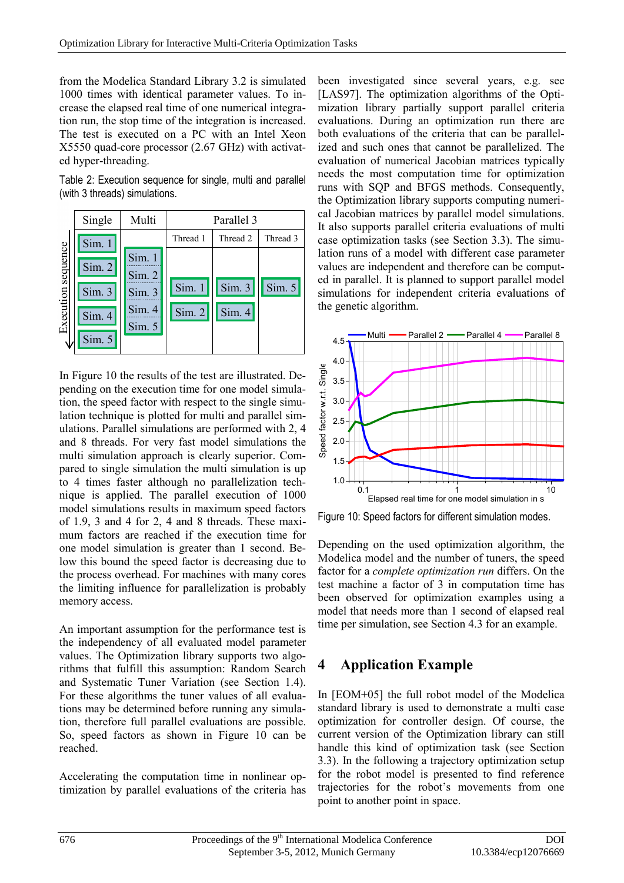from the Modelica Standard Library 3.2 is simulated 1000 times with identical parameter values. To increase the elapsed real time of one numerical integration run, the stop time of the integration is increased. The test is executed on a PC with an Intel Xeon X5550 quad-core processor (2.67 GHz) with activated hyper-threading.

Table 2: Execution sequence for single, multi and parallel (with 3 threads) simulations.

| Single | Multi | Parallel 3 | | |
|---|---|---|---|---|
| | | Thread 1 | Thread 2 | Thread 3 |
| Sim. 1 | Sim. 1 | Sim. 1 | Sim. 3 | Sim. 5 |
| Sim. 2 | Sim. 2 | Sim. 2 | Sim. 4 | |
| Sim. 3 | Sim. 3 | | | |
| Sim. 4 | Sim. 4 | | | |
| Sim. 5 | Sim. 5 | | | |

In Figure 10 the results of the test are illustrated. Depending on the execution time for one model simulation, the speed factor with respect to the single simulation technique is plotted for multi and parallel simulations. Parallel simulations are performed with 2, 4 and 8 threads. For very fast model simulations the multi simulation approach is clearly superior. Compared to single simulation the multi simulation is up to 4 times faster although no parallelization technique is applied. The parallel execution of 1000 model simulations results in maximum speed factors of 1.9, 3 and 4 for 2, 4 and 8 threads. These maximum factors are reached if the execution time for one model simulation is greater than 1 second. Below this bound the speed factor is decreasing due to the process overhead. For machines with many cores the limiting influence for parallelization is probably memory access.

An important assumption for the performance test is the independency of all evaluated model parameter values. The Optimization library supports two algorithms that fulfill this assumption: Random Search and Systematic Tuner Variation (see Section 1.4). For these algorithms the tuner values of all evaluations may be determined before running any simulation, therefore full parallel evaluations are possible. So, speed factors as shown in Figure 10 can be reached.

Accelerating the computation time in nonlinear optimization by parallel evaluations of the criteria has been investigated since several years, e.g. see [LAS97]. The optimization algorithms of the Optimization library partially support parallel criteria evaluations. During an optimization run there are both evaluations of the criteria that can be parallelized and such ones that cannot be parallelized. The evaluation of numerical Jacobian matrices typically needs the most computation time for optimization runs with SQP and BFGS methods. Consequently, the Optimization library supports computing numerical Jacobian matrices by parallel model simulations. It also supports parallel criteria evaluations of multi case optimization tasks (see Section 3.3). The simulation runs of a model with different case parameter values are independent and therefore can be computed in parallel. It is planned to support parallel model simulations for independent criteria evaluations of the genetic algorithm.

Figure 10: Speed factors for different simulation modes.

Depending on the used optimization algorithm, the Modelica model and the number of tuners, the speed factor for a *complete optimization run* differs. On the test machine a factor of 3 in computation time has been observed for optimization examples using a model that needs more than 1 second of elapsed real time per simulation, see Section 4.3 for an example.

# 4 Application Example

In [EOM+05] the full robot model of the Modelica standard library is used to demonstrate a multi case optimization for controller design. Of course, the current version of the Optimization library can still handle this kind of optimization task (see Section 3.3). In the following a trajectory optimization setup for the robot model is presented to find reference trajectories for the robot's movements from one point to another point in space.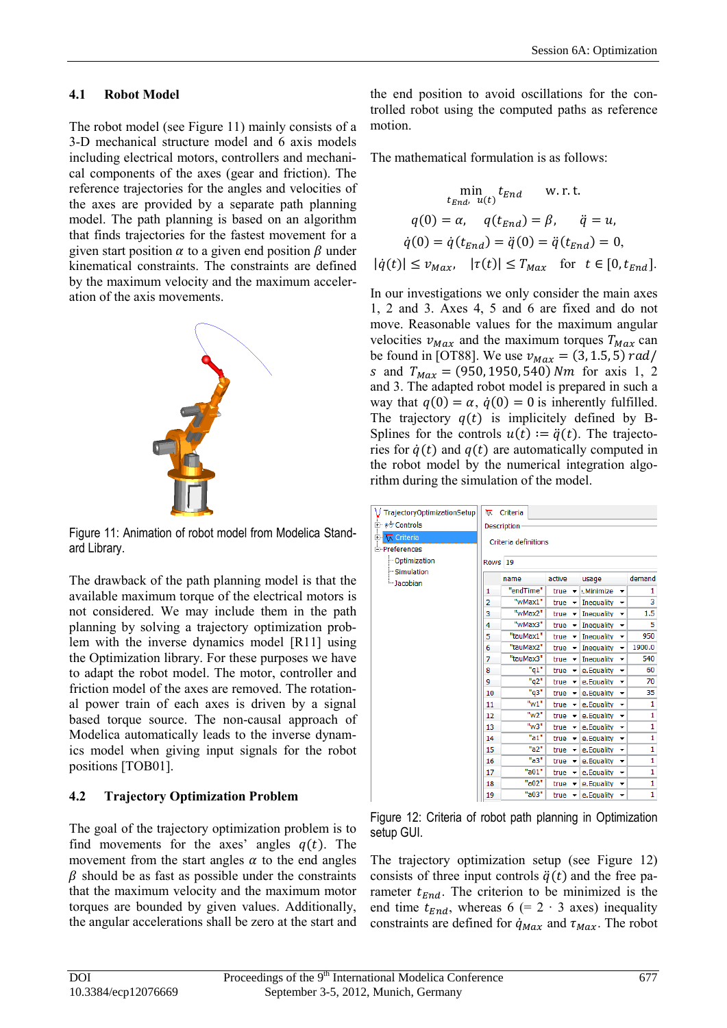## 4.1 Robot Model

The robot model (see Figure 11) mainly consists of a 3-D mechanical structure model and 6 axis models including electrical motors, controllers and mechanical components of the axes (gear and friction). The reference trajectories for the angles and velocities of the axes are provided by a separate path planning model. The path planning is based on an algorithm that finds trajectories for the fastest movement for a given start position $\alpha$ to a given end position $\beta$ under kinematical constraints. The constraints are defined by the maximum velocity and the maximum acceleration of the axis movements.

Figure 11: Animation of robot model from Modelica Standard Library.

The drawback of the path planning model is that the available maximum torque of the electrical motors is not considered. We may include them in the path planning by solving a trajectory optimization problem with the inverse dynamics model [R11] using the Optimization library. For these purposes we have to adapt the robot model. The motor, controller and friction model of the axes are removed. The rotational power train of each axes is driven by a signal based torque source. The non-causal approach of Modelica automatically leads to the inverse dynamics model when giving input signals for the robot positions [TOB01].

## 4.2 Trajectory Optimization Problem

The goal of the trajectory optimization problem is to find movements for the axes' angles $q(t)$. The movement from the start angles $\alpha$ to the end angles $\beta$ should be as fast as possible under the constraints that the maximum velocity and the maximum motor torques are bounded by given values. Additionally, the angular accelerations shall be zero at the start and the end position to avoid oscillations for the controlled robot using the computed paths as reference motion.

The mathematical formulation is as follows:

$$\min_{t_{End},\ u(t)} t_{End} \quad \text{w.r.t.}$$

$$q(0) = \alpha, \quad q(t_{End}) = \beta, \quad \ddot{q} = u,$$

$$\dot{q}(0) = \dot{q}(t_{End}) = \ddot{q}(0) = \ddot{q}(t_{End}) = 0,$$

$$|\dot{q}(t)| \le v_{Max}, \quad |\tau(t)| \le T_{Max} \quad \text{for} \quad t \in [0, t_{End}].$$

In our investigations we only consider the main axes 1, 2 and 3. Axes 4, 5 and 6 are fixed and do not move. Reasonable values for the maximum angular velocities $v_{Max}$ and the maximum torques $T_{Max}$ can be found in [OT88]. We use $v_{Max} = (3, 1.5, 5)\ rad/s$ and $T_{Max} = (950, 1950, 540)\ Nm$ for axis 1, 2 and 3. The adapted robot model is prepared in such a way that $q(0) = \alpha$, $\dot{q}(0) = 0$ is inherently fulfilled. The trajectory $q(t)$ is implicitely defined by B-Splines for the controls $u(t) := \ddot{q}(t)$. The trajectories for $\dot{q}(t)$ and $q(t)$ are automatically computed in the robot model by the numerical integration algorithm during the simulation of the model.

TrajectoryOptimizationSetup: Controls, Criteria, Preferences (Optimization, Simulation, Jacobian)

Criteria — Description: Criteria definitions — Rows: 19

| | name | active | usage | demand |
|---|---|---|---|---|
| 1 | "endTime" | true | Minimize | 1 |
| 2 | "wMax1" | true | Inequality | 3 |
| 3 | "wMax2" | true | Inequality | 1.5 |
| 4 | "wMax3" | true | Inequality | 5 |
| 5 | "tauMax1" | true | Inequality | 950 |
| 6 | "tauMax2" | true | Inequality | 1900.0 |
| 7 | "tauMax3" | true | Inequality | 540 |
| 8 | "q1" | true | e.Equality | 60 |
| 9 | "q2" | true | e.Equality | 70 |
| 10 | "q3" | true | e.Equality | 35 |
| 11 | "w1" | true | e.Equality | 1 |
| 12 | "w2" | true | e.Equality | 1 |
| 13 | "w3" | true | e.Equality | 1 |
| 14 | "a1" | true | e.Equality | 1 |
| 15 | "a2" | true | e.Equality | 1 |
| 16 | "a3" | true | e.Equality | 1 |
| 17 | "a01" | true | e.Equality | 1 |
| 18 | "a02" | true | e.Equality | 1 |
| 19 | "a03" | true | e.Equality | 1 |

Figure 12: Criteria of robot path planning in Optimization setup GUI.

The trajectory optimization setup (see Figure 12) consists of three input controls $\ddot{q}(t)$ and the free parameter $t_{End}$. The criterion to be minimized is the end time $t_{End}$, whereas 6 (= 2 · 3 axes) inequality constraints are defined for $\dot{q}_{Max}$ and $\tau_{Max}$. The robot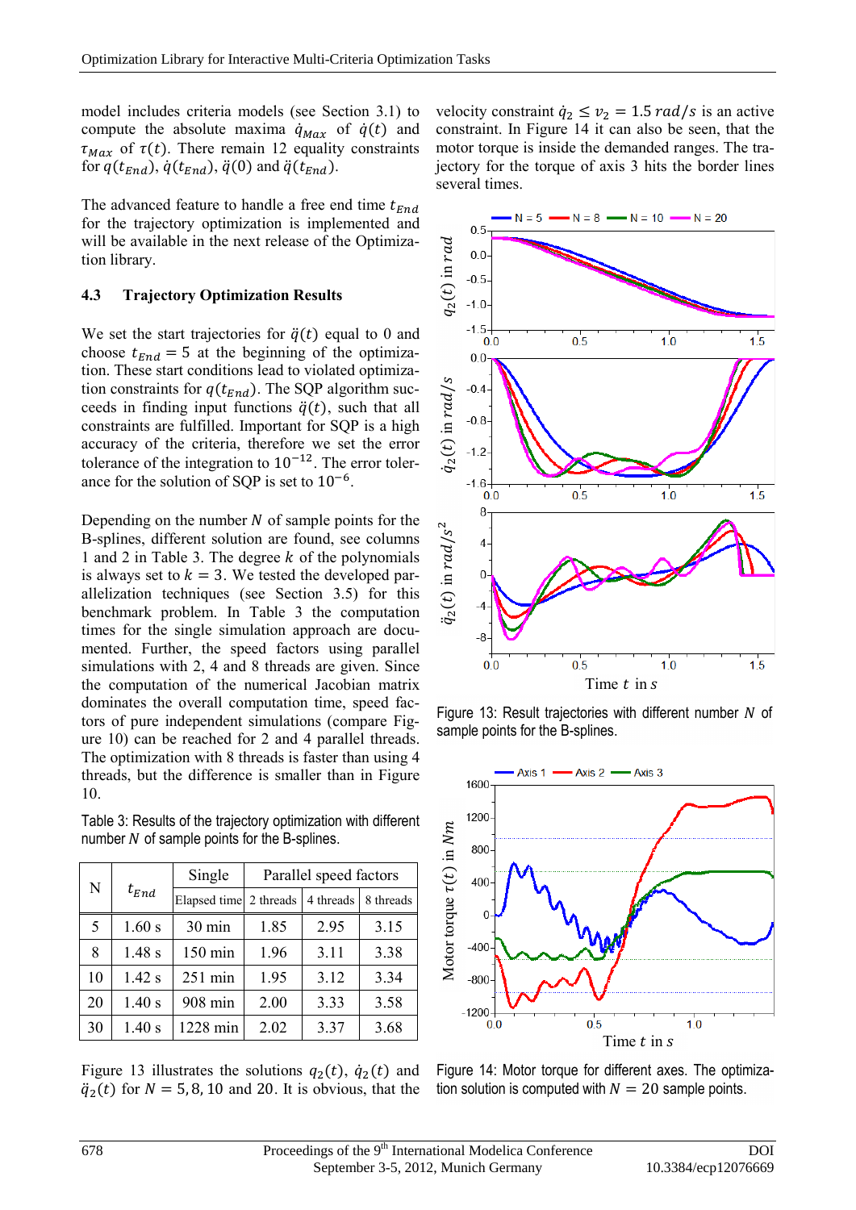model includes criteria models (see Section 3.1) to compute the absolute maxima $\dot{q}_{Max}$ of $\dot{q}(t)$ and $\tau_{Max}$ of $\tau(t)$. There remain 12 equality constraints for $q(t_{End})$, $\dot{q}(t_{End})$, $\ddot{q}(0)$ and $\ddot{q}(t_{End})$.

The advanced feature to handle a free end time $t_{End}$ for the trajectory optimization is implemented and will be available in the next release of the Optimization library.

### 4.3 Trajectory Optimization Results

We set the start trajectories for $\ddot{q}(t)$ equal to 0 and choose $t_{End} = 5$ at the beginning of the optimization. These start conditions lead to violated optimization constraints for $q(t_{End})$. The SQP algorithm succeeds in finding input functions $\ddot{q}(t)$, such that all constraints are fulfilled. Important for SQP is a high accuracy of the criteria, therefore we set the error tolerance of the integration to $10^{-12}$. The error tolerance for the solution of SQP is set to $10^{-6}$.

Depending on the number $N$ of sample points for the B-splines, different solution are found, see columns 1 and 2 in Table 3. The degree $k$ of the polynomials is always set to $k = 3$. We tested the developed parallelization techniques (see Section 3.5) for this benchmark problem. In Table 3 the computation times for the single simulation approach are documented. Further, the speed factors using parallel simulations with 2, 4 and 8 threads are given. Since the computation of the numerical Jacobian matrix dominates the overall computation time, speed factors of pure independent simulations (compare Figure 10) can be reached for 2 and 4 parallel threads. The optimization with 8 threads is faster than using 4 threads, but the difference is smaller than in Figure 10.

Table 3: Results of the trajectory optimization with different number $N$ of sample points for the B-splines.

| N | $t_{End}$ | Single | Parallel speed factors | | |
|---|---|---|---|---|---|
| | | Elapsed time | 2 threads | 4 threads | 8 threads |
| 5 | 1.60 s | 30 min | 1.85 | 2.95 | 3.15 |
| 8 | 1.48 s | 150 min | 1.96 | 3.11 | 3.38 |
| 10 | 1.42 s | 251 min | 1.95 | 3.12 | 3.34 |
| 20 | 1.40 s | 908 min | 2.00 | 3.33 | 3.58 |
| 30 | 1.40 s | 1228 min | 2.02 | 3.37 | 3.68 |

Figure 13 illustrates the solutions $q_2(t)$, $\dot{q}_2(t)$ and $\ddot{q}_2(t)$ for $N = 5, 8, 10$ and 20. It is obvious, that the velocity constraint $\dot{q}_2 \leq v_2 = 1.5\, rad/s$ is an active constraint. In Figure 14 it can also be seen, that the motor torque is inside the demanded ranges. The trajectory for the torque of axis 3 hits the border lines several times.

Figure 13: Result trajectories with different number $N$ of sample points for the B-splines.

Figure 14: Motor torque for different axes. The optimization solution is computed with $N = 20$ sample points.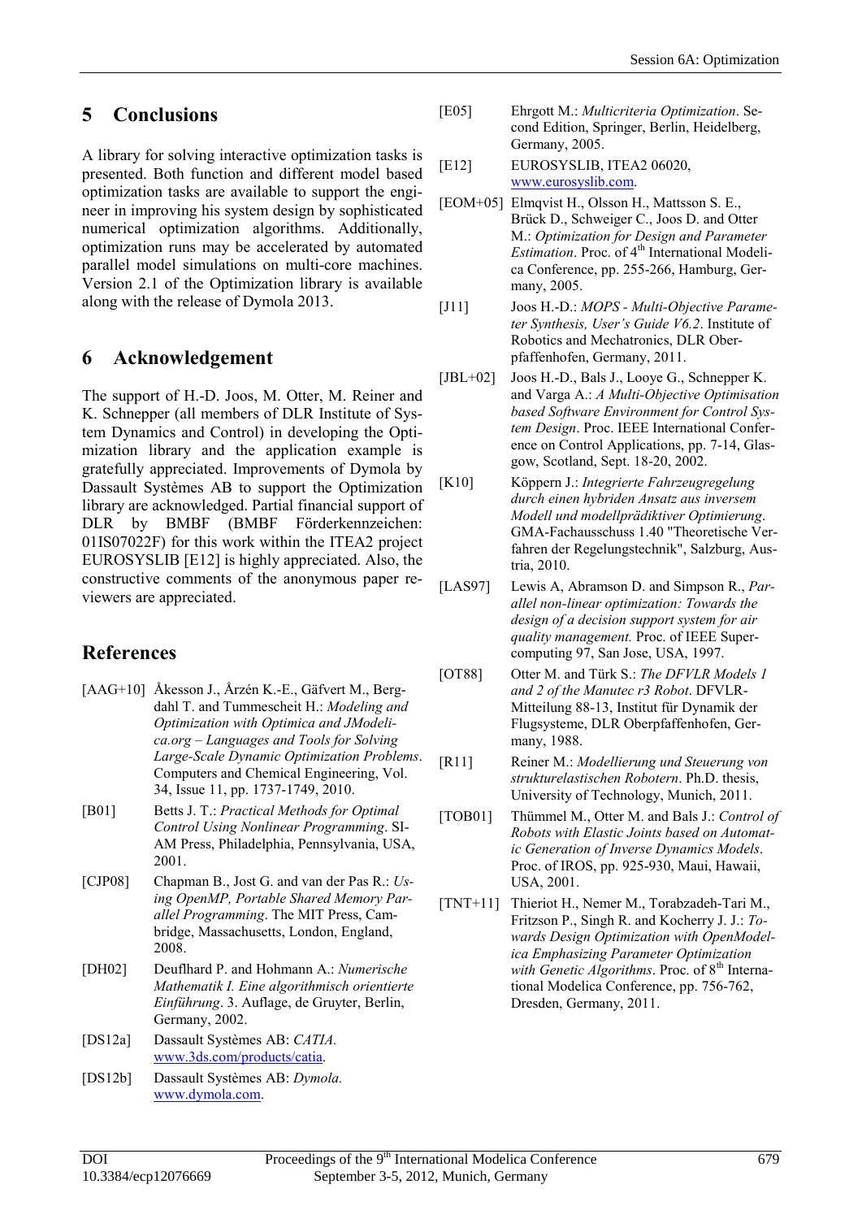## 5 Conclusions

A library for solving interactive optimization tasks is presented. Both function and different model based optimization tasks are available to support the engineer in improving his system design by sophisticated numerical optimization algorithms. Additionally, optimization runs may be accelerated by automated parallel model simulations on multi-core machines. Version 2.1 of the Optimization library is available along with the release of Dymola 2013.

## 6 Acknowledgement

The support of H.-D. Joos, M. Otter, M. Reiner and K. Schnepper (all members of DLR Institute of System Dynamics and Control) in developing the Optimization library and the application example is gratefully appreciated. Improvements of Dymola by Dassault Systèmes AB to support the Optimization library are acknowledged. Partial financial support of DLR by BMBF (BMBF Förderkennzeichen: 01IS07022F) for this work within the ITEA2 project EUROSYSLIB [E12] is highly appreciated. Also, the constructive comments of the anonymous paper reviewers are appreciated.

## References

[AAG+10] Åkesson J., Årzén K.-E., Gäfvert M., Bergdahl T. and Tummescheit H.: *Modeling and Optimization with Optimica and JModelica.org – Languages and Tools for Solving Large-Scale Dynamic Optimization Problems*. Computers and Chemical Engineering, Vol. 34, Issue 11, pp. 1737-1749, 2010.

[B01] Betts J. T.: *Practical Methods for Optimal Control Using Nonlinear Programming*. SIAM Press, Philadelphia, Pennsylvania, USA, 2001.

[CJP08] Chapman B., Jost G. and van der Pas R.: *Using OpenMP, Portable Shared Memory Parallel Programming*. The MIT Press, Cambridge, Massachusetts, London, England, 2008.

[DH02] Deuflhard P. and Hohmann A.: *Numerische Mathematik I. Eine algorithmisch orientierte Einführung*. 3. Auflage, de Gruyter, Berlin, Germany, 2002.

[DS12a] Dassault Systèmes AB: *CATIA.* www.3ds.com/products/catia.

[DS12b] Dassault Systèmes AB: *Dymola.* www.dymola.com.

[E05] Ehrgott M.: *Multicriteria Optimization*. Second Edition, Springer, Berlin, Heidelberg, Germany, 2005.

[E12] EUROSYSLIB, ITEA2 06020, www.eurosyslib.com.

[EOM+05] Elmqvist H., Olsson H., Mattsson S. E., Brück D., Schweiger C., Joos D. and Otter M.: *Optimization for Design and Parameter Estimation*. Proc. of 4th International Modelica Conference, pp. 255-266, Hamburg, Germany, 2005.

[J11] Joos H.-D.: *MOPS - Multi-Objective Parameter Synthesis, User's Guide V6.2*. Institute of Robotics and Mechatronics, DLR Oberpfaffenhofen, Germany, 2011.

[JBL+02] Joos H.-D., Bals J., Looye G., Schnepper K. and Varga A.: *A Multi-Objective Optimisation based Software Environment for Control System Design*. Proc. IEEE International Conference on Control Applications, pp. 7-14, Glasgow, Scotland, Sept. 18-20, 2002.

[K10] Köppern J.: *Integrierte Fahrzeugregelung durch einen hybriden Ansatz aus inversem Modell und modellprädiktiver Optimierung*. GMA-Fachausschuss 1.40 "Theoretische Verfahren der Regelungstechnik", Salzburg, Austria, 2010.

[LAS97] Lewis A, Abramson D. and Simpson R., *Parallel non-linear optimization: Towards the design of a decision support system for air quality management.* Proc. of IEEE Supercomputing 97, San Jose, USA, 1997.

[OT88] Otter M. and Türk S.: *The DFVLR Models 1 and 2 of the Manutec r3 Robot*. DFVLR-Mitteilung 88-13, Institut für Dynamik der Flugsysteme, DLR Oberpfaffenhofen, Germany, 1988.

[R11] Reiner M.: *Modellierung und Steuerung von strukturelastischen Robotern*. Ph.D. thesis, University of Technology, Munich, 2011.

[TOB01] Thümmel M., Otter M. and Bals J.: *Control of Robots with Elastic Joints based on Automatic Generation of Inverse Dynamics Models*. Proc. of IROS, pp. 925-930, Maui, Hawaii, USA, 2001.

[TNT+11] Thieriot H., Nemer M., Torabzadeh-Tari M., Fritzson P., Singh R. and Kocherry J. J.: *Towards Design Optimization with OpenModelica Emphasizing Parameter Optimization with Genetic Algorithms*. Proc. of 8th International Modelica Conference, pp. 756-762, Dresden, Germany, 2011.